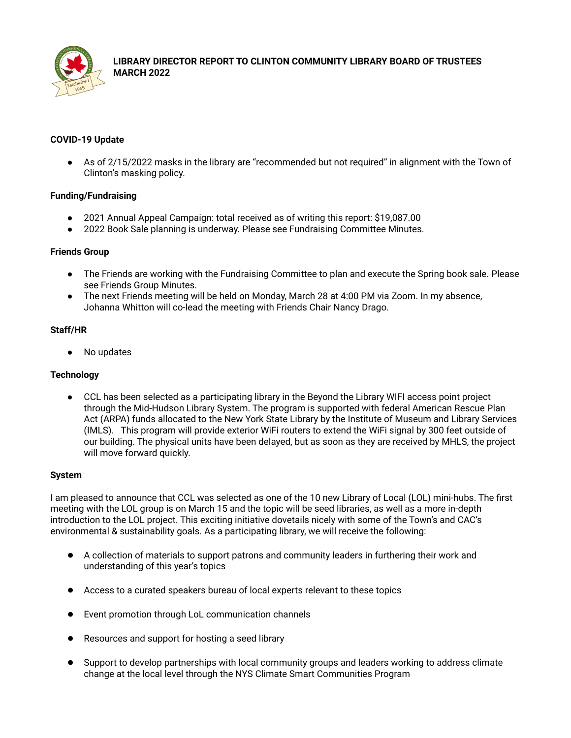# LIBRARY DIRECTOR REPORT TO CLINTON COMMUNITY LIBRARY BOARD OF TRUSTEES MARCH 2022

**COVID-19 Update**

- As of 2/15/2022 masks in the library are "recommended but not required" in alignment with the Town of Clinton's masking policy.

**Funding/Fundraising**

- 2021 Annual Appeal Campaign: total received as of writing this report: $19,087.00
- 2022 Book Sale planning is underway. Please see Fundraising Committee Minutes.

**Friends Group**

- The Friends are working with the Fundraising Committee to plan and execute the Spring book sale. Please see Friends Group Minutes.
- The next Friends meeting will be held on Monday, March 28 at 4:00 PM via Zoom. In my absence, Johanna Whitton will co-lead the meeting with Friends Chair Nancy Drago.

**Staff/HR**

- No updates

**Technology**

- CCL has been selected as a participating library in the Beyond the Library WIFI access point project through the Mid-Hudson Library System. The program is supported with federal American Rescue Plan Act (ARPA) funds allocated to the New York State Library by the Institute of Museum and Library Services (IMLS). This program will provide exterior WiFi routers to extend the WiFi signal by 300 feet outside of our building. The physical units have been delayed, but as soon as they are received by MHLS, the project will move forward quickly.

**System**

I am pleased to announce that CCL was selected as one of the 10 new Library of Local (LOL) mini-hubs. The first meeting with the LOL group is on March 15 and the topic will be seed libraries, as well as a more in-depth introduction to the LOL project. This exciting initiative dovetails nicely with some of the Town's and CAC's environmental & sustainability goals. As a participating library, we will receive the following:

- A collection of materials to support patrons and community leaders in furthering their work and understanding of this year's topics
- Access to a curated speakers bureau of local experts relevant to these topics
- Event promotion through LoL communication channels
- Resources and support for hosting a seed library
- Support to develop partnerships with local community groups and leaders working to address climate change at the local level through the NYS Climate Smart Communities Program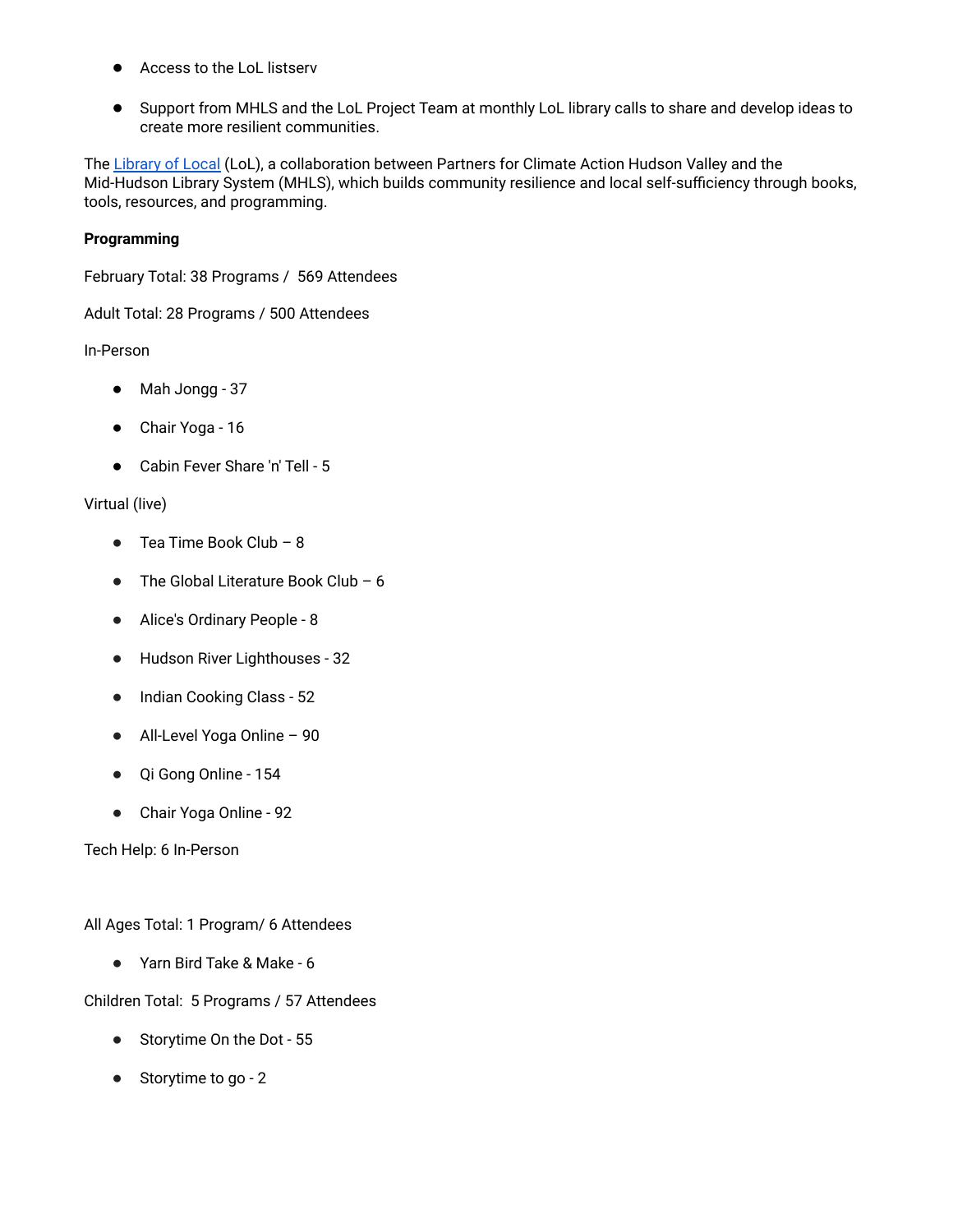- Access to the LoL listserv
- Support from MHLS and the LoL Project Team at monthly LoL library calls to share and develop ideas to create more resilient communities.

The [Library of Local](#) (LoL), a collaboration between Partners for Climate Action Hudson Valley and the Mid-Hudson Library System (MHLS), which builds community resilience and local self-sufficiency through books, tools, resources, and programming.

**Programming**

February Total: 38 Programs / 569 Attendees

Adult Total: 28 Programs / 500 Attendees

In-Person

- Mah Jongg - 37
- Chair Yoga - 16
- Cabin Fever Share 'n' Tell - 5

Virtual (live)

- Tea Time Book Club – 8
- The Global Literature Book Club – 6
- Alice's Ordinary People - 8
- Hudson River Lighthouses - 32
- Indian Cooking Class - 52
- All-Level Yoga Online – 90
- Qi Gong Online - 154
- Chair Yoga Online - 92

Tech Help: 6 In-Person

All Ages Total: 1 Program/ 6 Attendees

- Yarn Bird Take & Make - 6

Children Total: 5 Programs / 57 Attendees

- Storytime On the Dot - 55
- Storytime to go - 2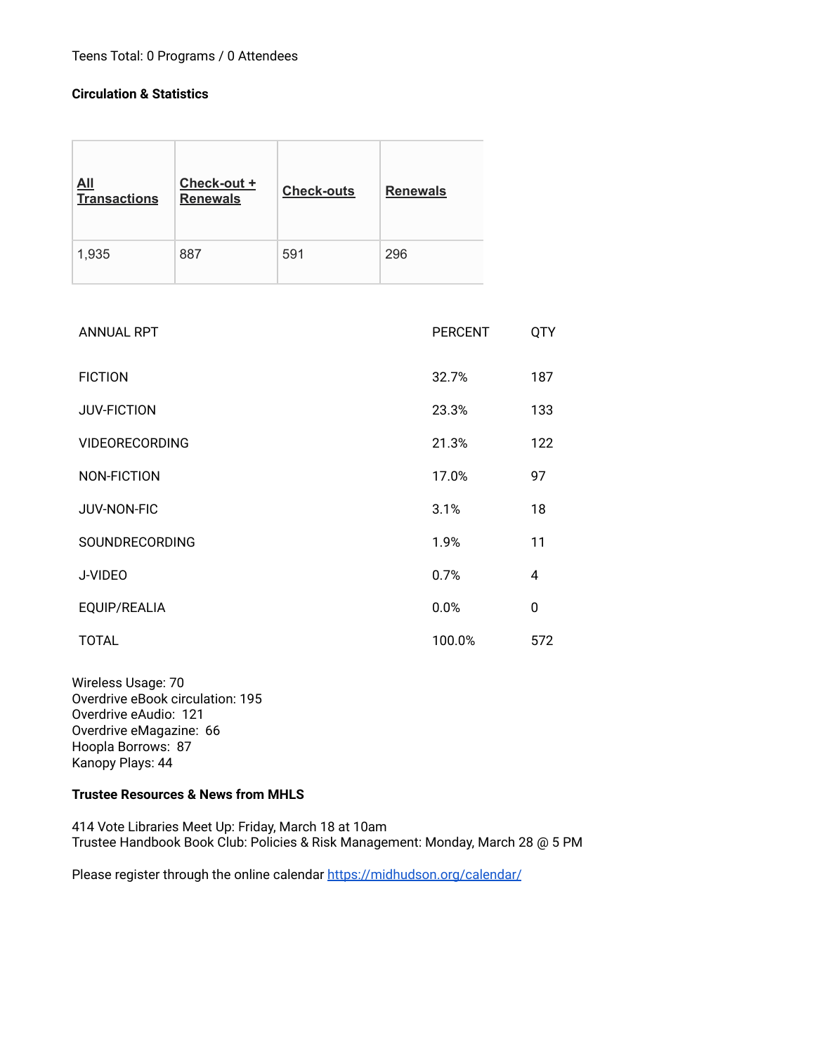Teens Total: 0 Programs / 0 Attendees

**Circulation & Statistics**

| All Transactions | Check-out + Renewals | Check-outs | Renewals |
|---|---|---|---|
| 1,935 | 887 | 591 | 296 |

| ANNUAL RPT | PERCENT | QTY |
|---|---|---|
| FICTION | 32.7% | 187 |
| JUV-FICTION | 23.3% | 133 |
| VIDEORECORDING | 21.3% | 122 |
| NON-FICTION | 17.0% | 97 |
| JUV-NON-FIC | 3.1% | 18 |
| SOUNDRECORDING | 1.9% | 11 |
| J-VIDEO | 0.7% | 4 |
| EQUIP/REALIA | 0.0% | 0 |
| TOTAL | 100.0% | 572 |

Wireless Usage: 70
Overdrive eBook circulation: 195
Overdrive eAudio: 121
Overdrive eMagazine: 66
Hoopla Borrows: 87
Kanopy Plays: 44

**Trustee Resources & News from MHLS**

414 Vote Libraries Meet Up: Friday, March 18 at 10am
Trustee Handbook Book Club: Policies & Risk Management: Monday, March 28 @ 5 PM

Please register through the online calendar https://midhudson.org/calendar/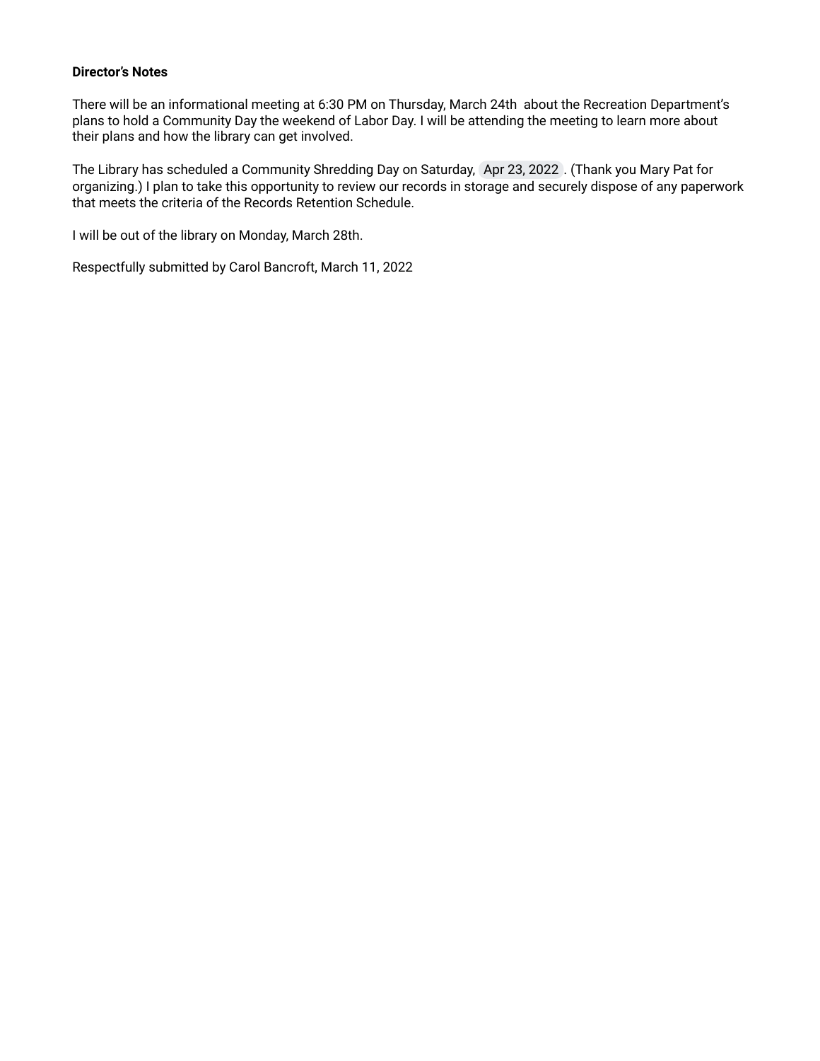**Director's Notes**

There will be an informational meeting at 6:30 PM on Thursday, March 24th about the Recreation Department's plans to hold a Community Day the weekend of Labor Day. I will be attending the meeting to learn more about their plans and how the library can get involved.

The Library has scheduled a Community Shredding Day on Saturday, Apr 23, 2022. (Thank you Mary Pat for organizing.) I plan to take this opportunity to review our records in storage and securely dispose of any paperwork that meets the criteria of the Records Retention Schedule.

I will be out of the library on Monday, March 28th.

Respectfully submitted by Carol Bancroft, March 11, 2022